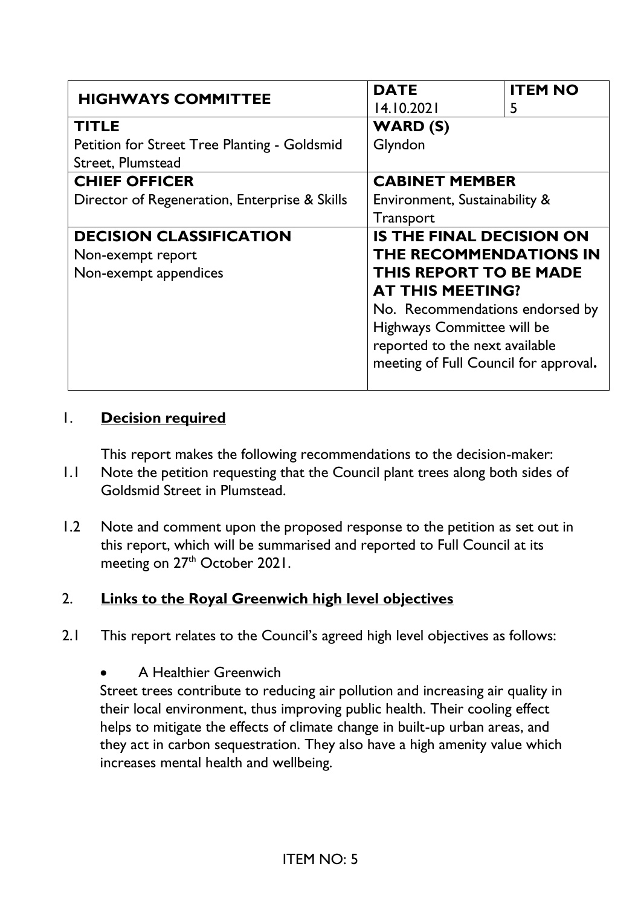| HIGHWAYS COMMITTEE | DATE<br>14.10.2021 | ITEM NO<br>5 |
|---|---|---|
| **TITLE**<br>Petition for Street Tree Planting - Goldsmid Street, Plumstead | **WARD (S)**<br>Glyndon | |
| **CHIEF OFFICER**<br>Director of Regeneration, Enterprise & Skills | **CABINET MEMBER**<br>Environment, Sustainability & Transport | |
| **DECISION CLASSIFICATION**<br>Non-exempt report<br>Non-exempt appendices | **IS THE FINAL DECISION ON THE RECOMMENDATIONS IN THIS REPORT TO BE MADE AT THIS MEETING?**<br>No. Recommendations endorsed by Highways Committee will be reported to the next available meeting of Full Council for approval**.** | |

## 1. Decision required

This report makes the following recommendations to the decision-maker:

1.1 Note the petition requesting that the Council plant trees along both sides of Goldsmid Street in Plumstead.

1.2 Note and comment upon the proposed response to the petition as set out in this report, which will be summarised and reported to Full Council at its meeting on 27th October 2021.

## 2. Links to the Royal Greenwich high level objectives

2.1 This report relates to the Council's agreed high level objectives as follows:

- A Healthier Greenwich

Street trees contribute to reducing air pollution and increasing air quality in their local environment, thus improving public health. Their cooling effect helps to mitigate the effects of climate change in built-up urban areas, and they act in carbon sequestration. They also have a high amenity value which increases mental health and wellbeing.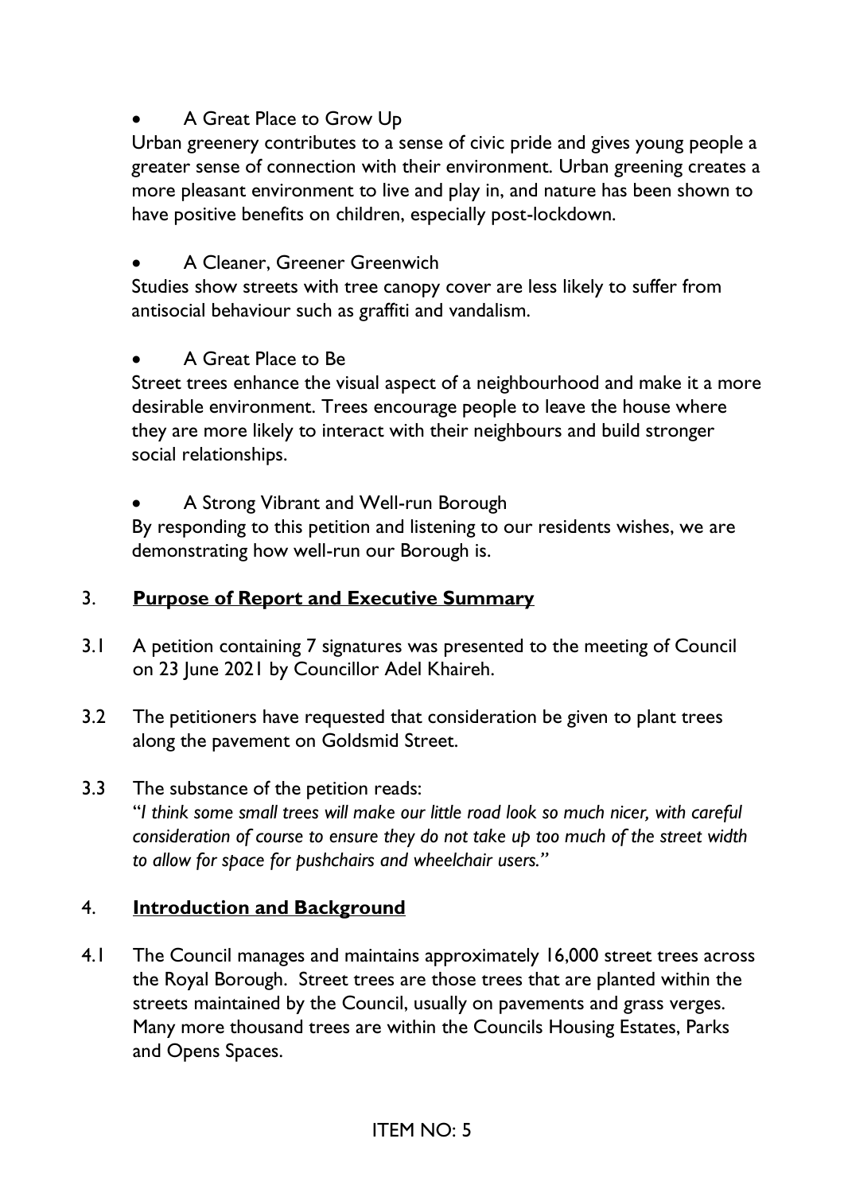- A Great Place to Grow Up

Urban greenery contributes to a sense of civic pride and gives young people a greater sense of connection with their environment. Urban greening creates a more pleasant environment to live and play in, and nature has been shown to have positive benefits on children, especially post-lockdown.

- A Cleaner, Greener Greenwich

Studies show streets with tree canopy cover are less likely to suffer from antisocial behaviour such as graffiti and vandalism.

- A Great Place to Be

Street trees enhance the visual aspect of a neighbourhood and make it a more desirable environment. Trees encourage people to leave the house where they are more likely to interact with their neighbours and build stronger social relationships.

- A Strong Vibrant and Well-run Borough

By responding to this petition and listening to our residents wishes, we are demonstrating how well-run our Borough is.

## 3. **Purpose of Report and Executive Summary**

3.1 A petition containing 7 signatures was presented to the meeting of Council on 23 June 2021 by Councillor Adel Khaireh.

3.2 The petitioners have requested that consideration be given to plant trees along the pavement on Goldsmid Street.

3.3 The substance of the petition reads:
"*I think some small trees will make our little road look so much nicer, with careful consideration of course to ensure they do not take up too much of the street width to allow for space for pushchairs and wheelchair users.*"

## 4. **Introduction and Background**

4.1 The Council manages and maintains approximately 16,000 street trees across the Royal Borough. Street trees are those trees that are planted within the streets maintained by the Council, usually on pavements and grass verges. Many more thousand trees are within the Councils Housing Estates, Parks and Opens Spaces.

ITEM NO: 5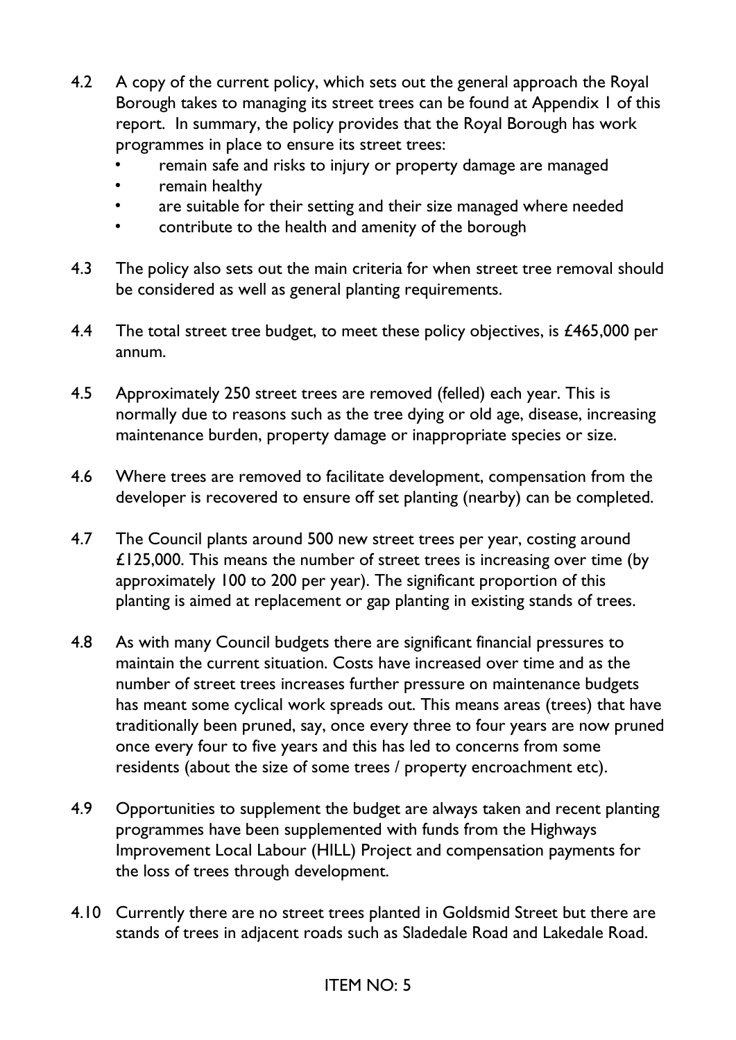4.2 A copy of the current policy, which sets out the general approach the Royal Borough takes to managing its street trees can be found at Appendix 1 of this report. In summary, the policy provides that the Royal Borough has work programmes in place to ensure its street trees:

- remain safe and risks to injury or property damage are managed
- remain healthy
- are suitable for their setting and their size managed where needed
- contribute to the health and amenity of the borough

4.3 The policy also sets out the main criteria for when street tree removal should be considered as well as general planting requirements.

4.4 The total street tree budget, to meet these policy objectives, is £465,000 per annum.

4.5 Approximately 250 street trees are removed (felled) each year. This is normally due to reasons such as the tree dying or old age, disease, increasing maintenance burden, property damage or inappropriate species or size.

4.6 Where trees are removed to facilitate development, compensation from the developer is recovered to ensure off set planting (nearby) can be completed.

4.7 The Council plants around 500 new street trees per year, costing around £125,000. This means the number of street trees is increasing over time (by approximately 100 to 200 per year). The significant proportion of this planting is aimed at replacement or gap planting in existing stands of trees.

4.8 As with many Council budgets there are significant financial pressures to maintain the current situation. Costs have increased over time and as the number of street trees increases further pressure on maintenance budgets has meant some cyclical work spreads out. This means areas (trees) that have traditionally been pruned, say, once every three to four years are now pruned once every four to five years and this has led to concerns from some residents (about the size of some trees / property encroachment etc).

4.9 Opportunities to supplement the budget are always taken and recent planting programmes have been supplemented with funds from the Highways Improvement Local Labour (HILL) Project and compensation payments for the loss of trees through development.

4.10 Currently there are no street trees planted in Goldsmid Street but there are stands of trees in adjacent roads such as Sladedale Road and Lakedale Road.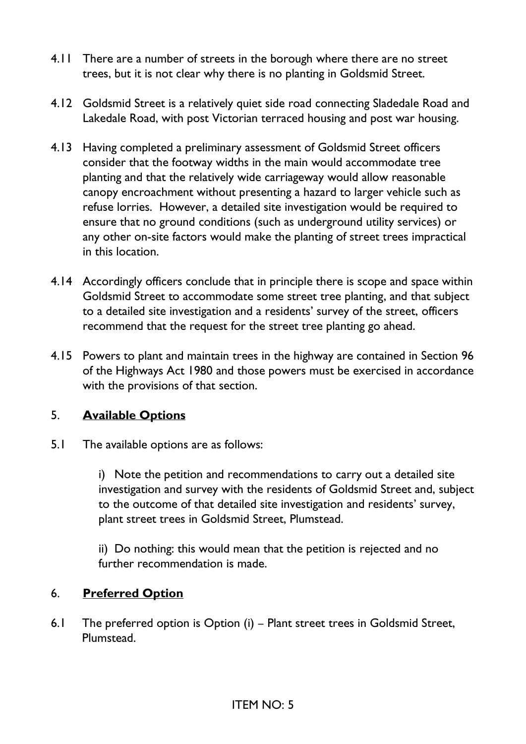4.11 There are a number of streets in the borough where there are no street trees, but it is not clear why there is no planting in Goldsmid Street.

4.12 Goldsmid Street is a relatively quiet side road connecting Sladedale Road and Lakedale Road, with post Victorian terraced housing and post war housing.

4.13 Having completed a preliminary assessment of Goldsmid Street officers consider that the footway widths in the main would accommodate tree planting and that the relatively wide carriageway would allow reasonable canopy encroachment without presenting a hazard to larger vehicle such as refuse lorries. However, a detailed site investigation would be required to ensure that no ground conditions (such as underground utility services) or any other on-site factors would make the planting of street trees impractical in this location.

4.14 Accordingly officers conclude that in principle there is scope and space within Goldsmid Street to accommodate some street tree planting, and that subject to a detailed site investigation and a residents' survey of the street, officers recommend that the request for the street tree planting go ahead.

4.15 Powers to plant and maintain trees in the highway are contained in Section 96 of the Highways Act 1980 and those powers must be exercised in accordance with the provisions of that section.

## 5. **Available Options**

5.1 The available options are as follows:

i) Note the petition and recommendations to carry out a detailed site investigation and survey with the residents of Goldsmid Street and, subject to the outcome of that detailed site investigation and residents' survey, plant street trees in Goldsmid Street, Plumstead.

ii) Do nothing: this would mean that the petition is rejected and no further recommendation is made.

## 6. **Preferred Option**

6.1 The preferred option is Option (i) – Plant street trees in Goldsmid Street, Plumstead.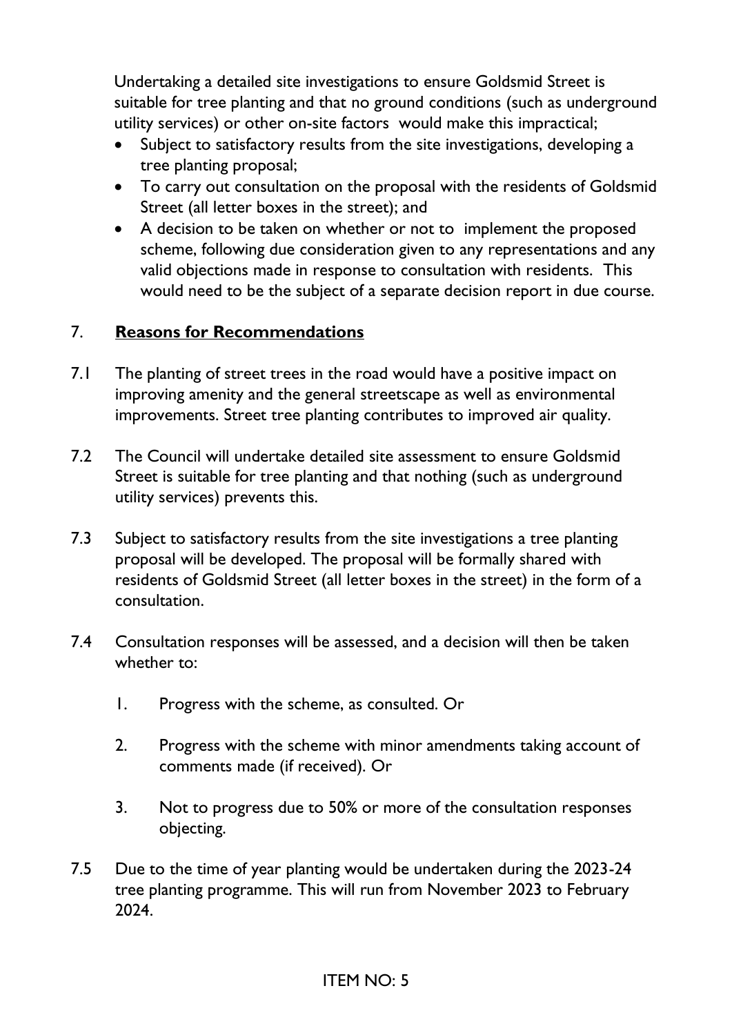Undertaking a detailed site investigations to ensure Goldsmid Street is suitable for tree planting and that no ground conditions (such as underground utility services) or other on-site factors would make this impractical;

- Subject to satisfactory results from the site investigations, developing a tree planting proposal;
- To carry out consultation on the proposal with the residents of Goldsmid Street (all letter boxes in the street); and
- A decision to be taken on whether or not to implement the proposed scheme, following due consideration given to any representations and any valid objections made in response to consultation with residents. This would need to be the subject of a separate decision report in due course.

## 7. **Reasons for Recommendations**

7.1 The planting of street trees in the road would have a positive impact on improving amenity and the general streetscape as well as environmental improvements. Street tree planting contributes to improved air quality.

7.2 The Council will undertake detailed site assessment to ensure Goldsmid Street is suitable for tree planting and that nothing (such as underground utility services) prevents this.

7.3 Subject to satisfactory results from the site investigations a tree planting proposal will be developed. The proposal will be formally shared with residents of Goldsmid Street (all letter boxes in the street) in the form of a consultation.

7.4 Consultation responses will be assessed, and a decision will then be taken whether to:

1. Progress with the scheme, as consulted. Or
2. Progress with the scheme with minor amendments taking account of comments made (if received). Or
3. Not to progress due to 50% or more of the consultation responses objecting.

7.5 Due to the time of year planting would be undertaken during the 2023-24 tree planting programme. This will run from November 2023 to February 2024.

ITEM NO: 5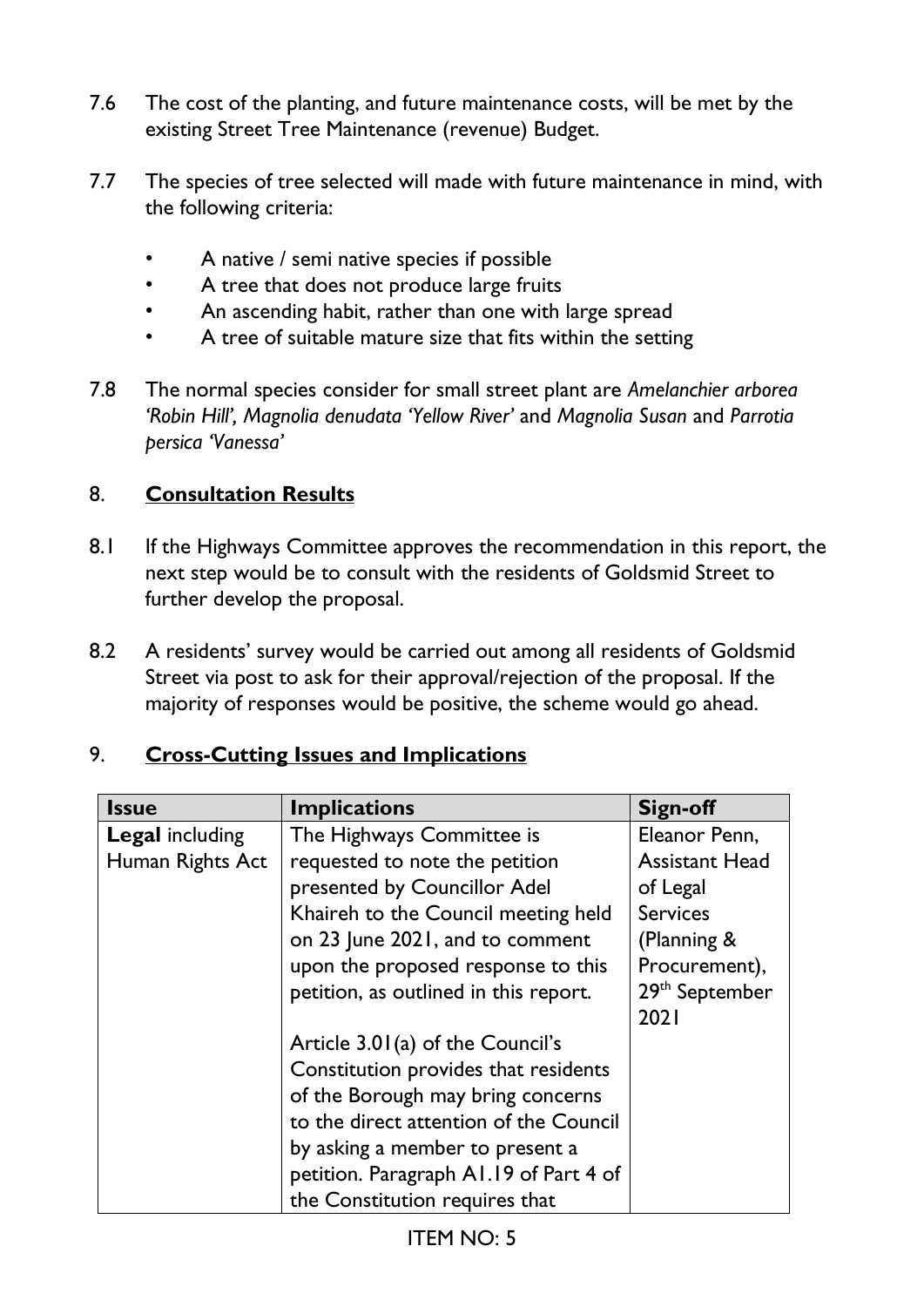7.6 The cost of the planting, and future maintenance costs, will be met by the existing Street Tree Maintenance (revenue) Budget.

7.7 The species of tree selected will made with future maintenance in mind, with the following criteria:

- A native / semi native species if possible
- A tree that does not produce large fruits
- An ascending habit, rather than one with large spread
- A tree of suitable mature size that fits within the setting

7.8 The normal species consider for small street plant are *Amelanchier arborea 'Robin Hill', Magnolia denudata 'Yellow River'* and *Magnolia Susan* and *Parrotia persica 'Vanessa'*

## 8. **Consultation Results**

8.1 If the Highways Committee approves the recommendation in this report, the next step would be to consult with the residents of Goldsmid Street to further develop the proposal.

8.2 A residents' survey would be carried out among all residents of Goldsmid Street via post to ask for their approval/rejection of the proposal. If the majority of responses would be positive, the scheme would go ahead.

## 9. **Cross-Cutting Issues and Implications**

| **Issue** | **Implications** | **Sign-off** |
|---|---|---|
| **Legal** including Human Rights Act | The Highways Committee is requested to note the petition presented by Councillor Adel Khaireh to the Council meeting held on 23 June 2021, and to comment upon the proposed response to this petition, as outlined in this report.<br><br>Article 3.01(a) of the Council's Constitution provides that residents of the Borough may bring concerns to the direct attention of the Council by asking a member to present a petition. Paragraph A1.19 of Part 4 of the Constitution requires that | Eleanor Penn, Assistant Head of Legal Services (Planning & Procurement), 29th September 2021 |

ITEM NO: 5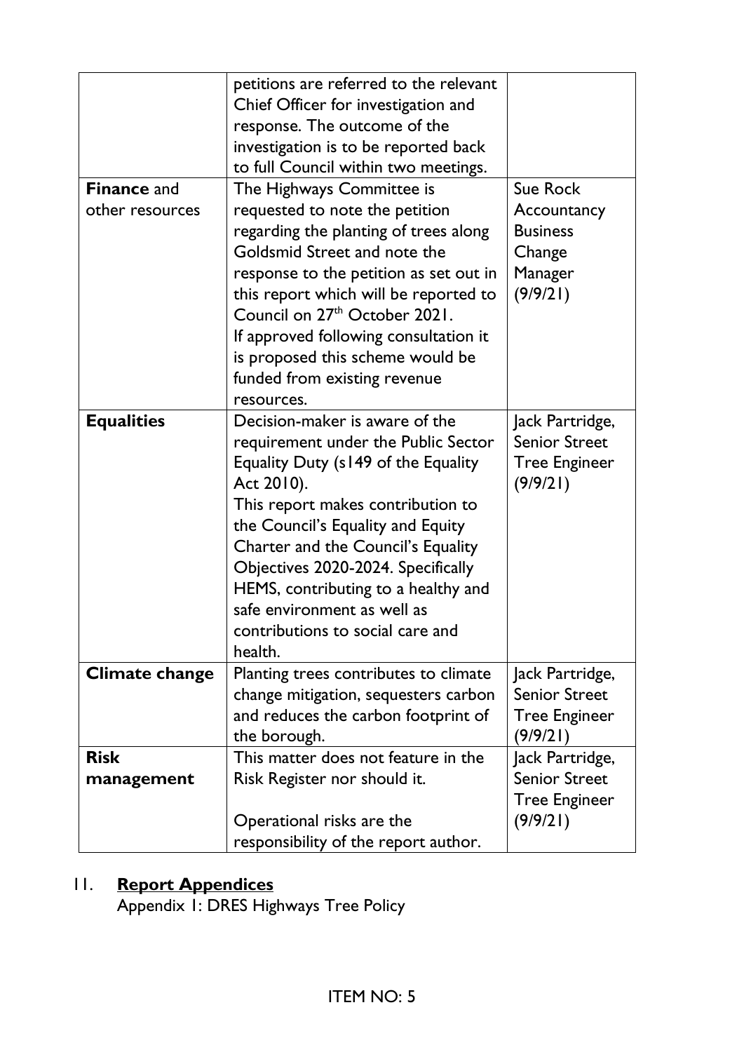| | | |
|---|---|---|
| | petitions are referred to the relevant Chief Officer for investigation and response. The outcome of the investigation is to be reported back to full Council within two meetings. | |
| **Finance** and other resources | The Highways Committee is requested to note the petition regarding the planting of trees along Goldsmid Street and note the response to the petition as set out in this report which will be reported to Council on 27th October 2021.<br>If approved following consultation it is proposed this scheme would be funded from existing revenue resources. | Sue Rock Accountancy Business Change Manager (9/9/21) |
| **Equalities** | Decision-maker is aware of the requirement under the Public Sector Equality Duty (s149 of the Equality Act 2010).<br>This report makes contribution to the Council's Equality and Equity Charter and the Council's Equality Objectives 2020-2024. Specifically HEMS, contributing to a healthy and safe environment as well as contributions to social care and health. | Jack Partridge, Senior Street Tree Engineer (9/9/21) |
| **Climate change** | Planting trees contributes to climate change mitigation, sequesters carbon and reduces the carbon footprint of the borough. | Jack Partridge, Senior Street Tree Engineer (9/9/21) |
| **Risk management** | This matter does not feature in the Risk Register nor should it.<br><br>Operational risks are the responsibility of the report author. | Jack Partridge, Senior Street Tree Engineer (9/9/21) |

## 11. **Report Appendices**

Appendix 1: DRES Highways Tree Policy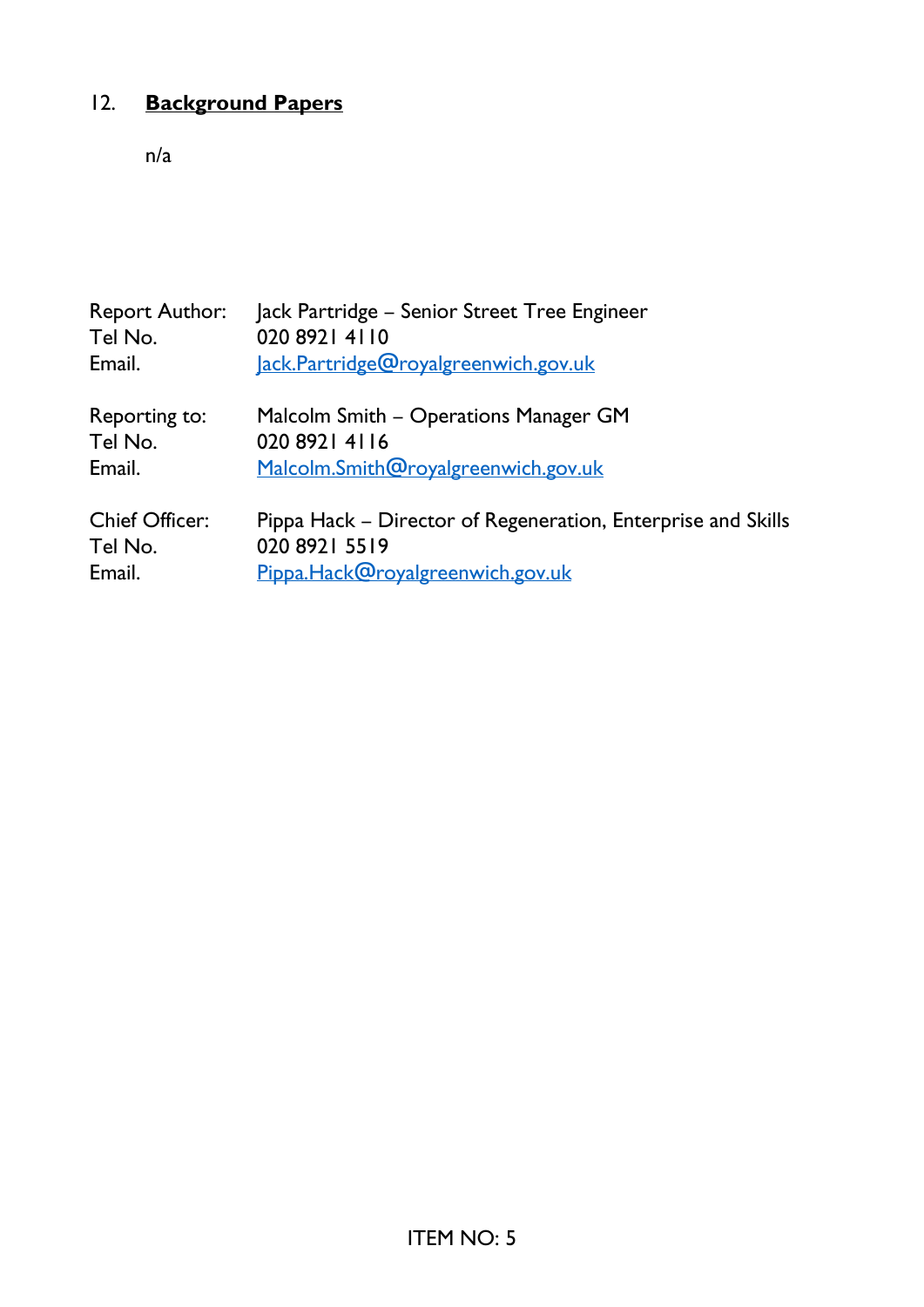## 12. **Background Papers**

n/a

| | |
|---|---|
| Report Author: | Jack Partridge – Senior Street Tree Engineer |
| Tel No. | 020 8921 4110 |
| Email. | Jack.Partridge@royalgreenwich.gov.uk |
| | |
| Reporting to: | Malcolm Smith – Operations Manager GM |
| Tel No. | 020 8921 4116 |
| Email. | Malcolm.Smith@royalgreenwich.gov.uk |
| | |
| Chief Officer: | Pippa Hack – Director of Regeneration, Enterprise and Skills |
| Tel No. | 020 8921 5519 |
| Email. | Pippa.Hack@royalgreenwich.gov.uk |

ITEM NO: 5